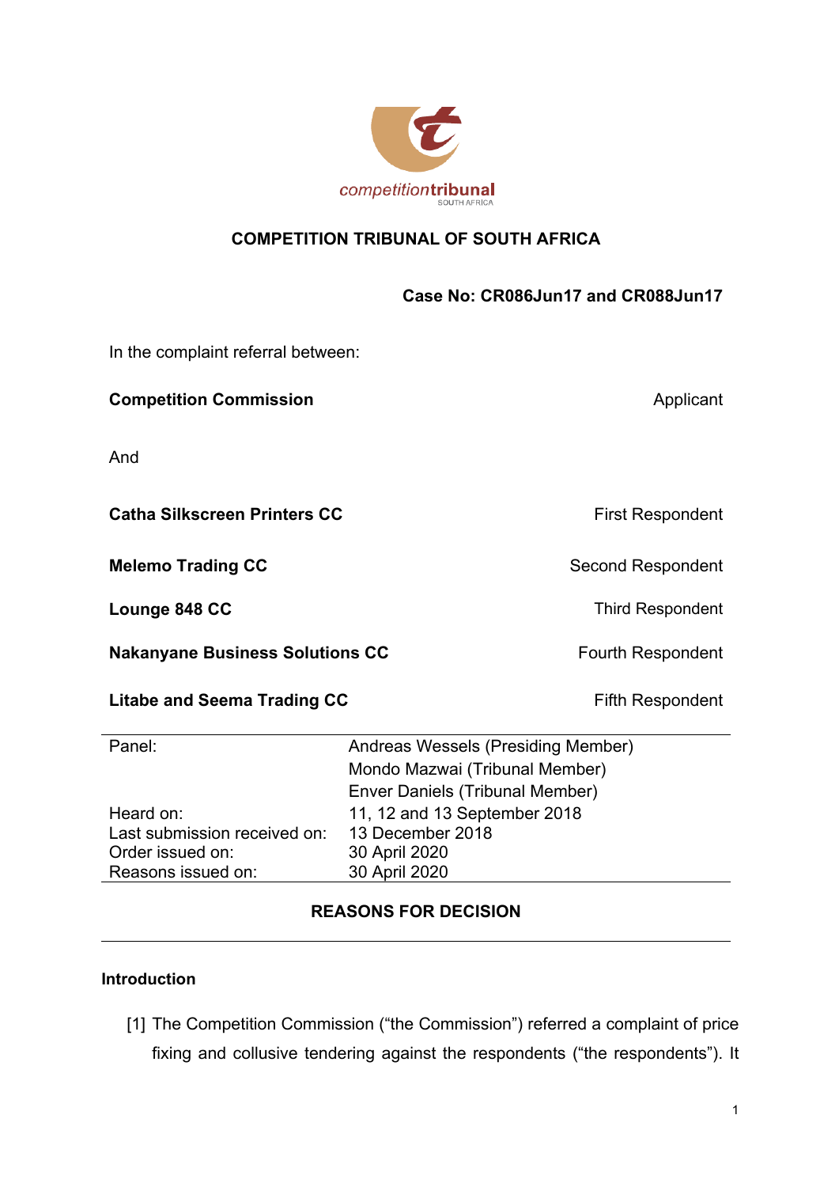# COMPETITION TRIBUNAL OF SOUTH AFRICA

**Case No: CR086Jun17 and CR088Jun17**

In the complaint referral between:

| | |
|---|---|
| **Competition Commission** | Applicant |
| And | |
| **Catha Silkscreen Printers CC** | First Respondent |
| **Melemo Trading CC** | Second Respondent |
| **Lounge 848 CC** | Third Respondent |
| **Nakanyane Business Solutions CC** | Fourth Respondent |
| **Litabe and Seema Trading CC** | Fifth Respondent |

| | |
|---|---|
| Panel: | Andreas Wessels (Presiding Member) |
| | Mondo Mazwai (Tribunal Member) |
| | Enver Daniels (Tribunal Member) |
| Heard on: | 11, 12 and 13 September 2018 |
| Last submission received on: | 13 December 2018 |
| Order issued on: | 30 April 2020 |
| Reasons issued on: | 30 April 2020 |

## REASONS FOR DECISION

### Introduction

[1] The Competition Commission ("the Commission") referred a complaint of price fixing and collusive tendering against the respondents ("the respondents"). It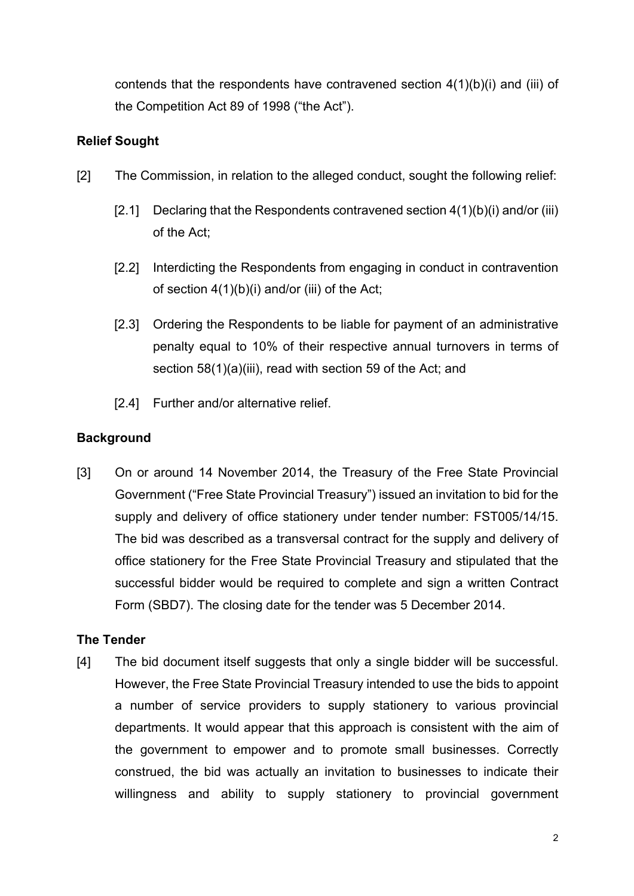contends that the respondents have contravened section 4(1)(b)(i) and (iii) of the Competition Act 89 of 1998 ("the Act").

**Relief Sought**

[2] The Commission, in relation to the alleged conduct, sought the following relief:

[2.1] Declaring that the Respondents contravened section 4(1)(b)(i) and/or (iii) of the Act;

[2.2] Interdicting the Respondents from engaging in conduct in contravention of section 4(1)(b)(i) and/or (iii) of the Act;

[2.3] Ordering the Respondents to be liable for payment of an administrative penalty equal to 10% of their respective annual turnovers in terms of section 58(1)(a)(iii), read with section 59 of the Act; and

[2.4] Further and/or alternative relief.

**Background**

[3] On or around 14 November 2014, the Treasury of the Free State Provincial Government ("Free State Provincial Treasury") issued an invitation to bid for the supply and delivery of office stationery under tender number: FST005/14/15. The bid was described as a transversal contract for the supply and delivery of office stationery for the Free State Provincial Treasury and stipulated that the successful bidder would be required to complete and sign a written Contract Form (SBD7). The closing date for the tender was 5 December 2014.

**The Tender**

[4] The bid document itself suggests that only a single bidder will be successful. However, the Free State Provincial Treasury intended to use the bids to appoint a number of service providers to supply stationery to various provincial departments. It would appear that this approach is consistent with the aim of the government to empower and to promote small businesses. Correctly construed, the bid was actually an invitation to businesses to indicate their willingness and ability to supply stationery to provincial government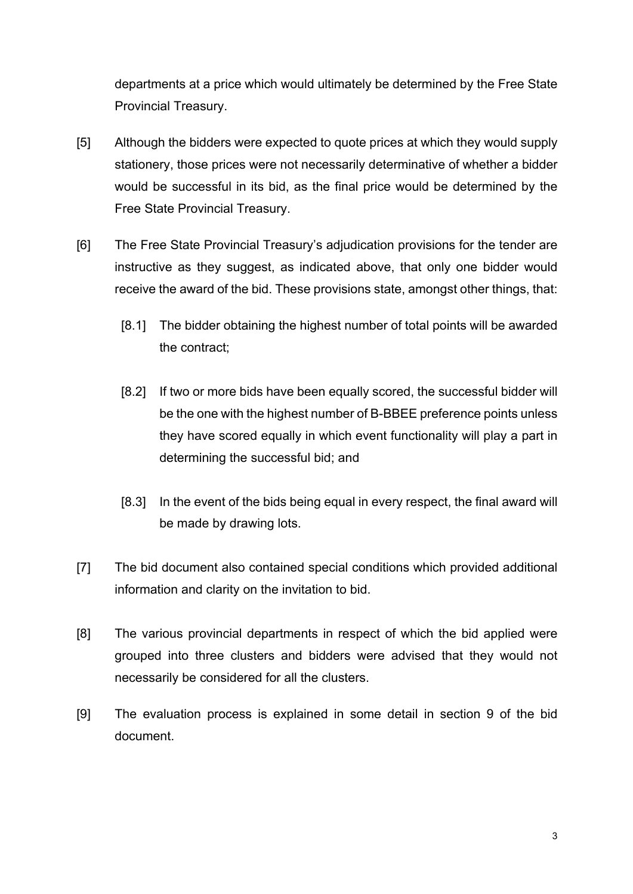departments at a price which would ultimately be determined by the Free State Provincial Treasury.

[5] Although the bidders were expected to quote prices at which they would supply stationery, those prices were not necessarily determinative of whether a bidder would be successful in its bid, as the final price would be determined by the Free State Provincial Treasury.

[6] The Free State Provincial Treasury's adjudication provisions for the tender are instructive as they suggest, as indicated above, that only one bidder would receive the award of the bid. These provisions state, amongst other things, that:

[8.1] The bidder obtaining the highest number of total points will be awarded the contract;

[8.2] If two or more bids have been equally scored, the successful bidder will be the one with the highest number of B-BBEE preference points unless they have scored equally in which event functionality will play a part in determining the successful bid; and

[8.3] In the event of the bids being equal in every respect, the final award will be made by drawing lots.

[7] The bid document also contained special conditions which provided additional information and clarity on the invitation to bid.

[8] The various provincial departments in respect of which the bid applied were grouped into three clusters and bidders were advised that they would not necessarily be considered for all the clusters.

[9] The evaluation process is explained in some detail in section 9 of the bid document.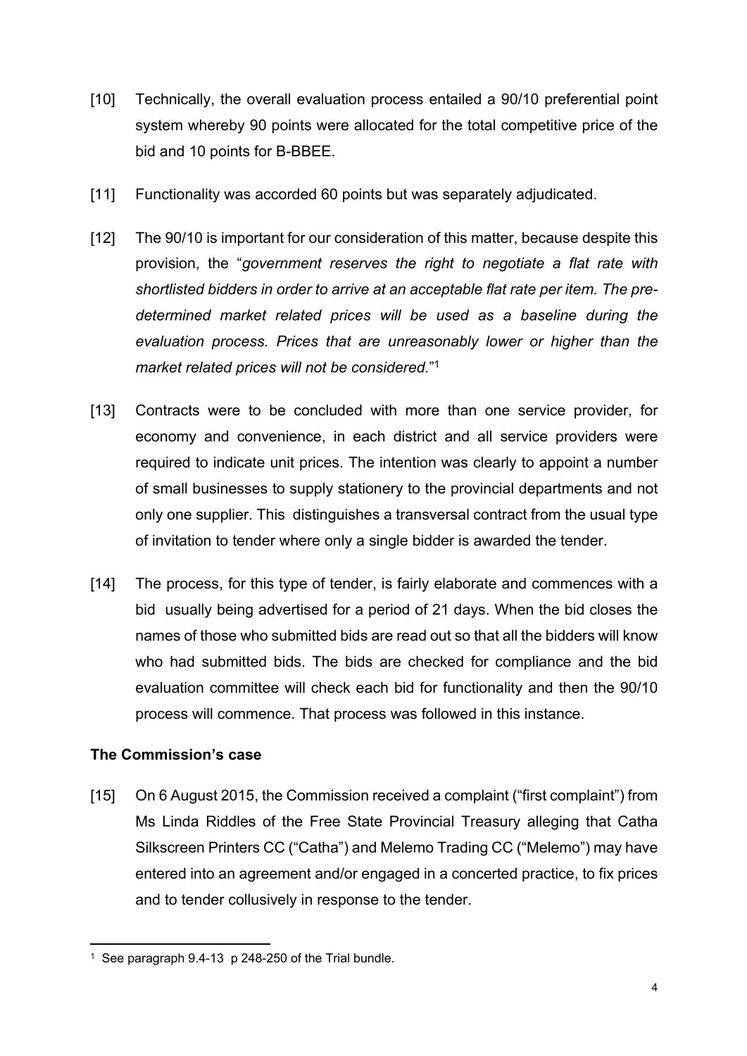[10] Technically, the overall evaluation process entailed a 90/10 preferential point system whereby 90 points were allocated for the total competitive price of the bid and 10 points for B-BBEE.

[11] Functionality was accorded 60 points but was separately adjudicated.

[12] The 90/10 is important for our consideration of this matter, because despite this provision, the "*government reserves the right to negotiate a flat rate with shortlisted bidders in order to arrive at an acceptable flat rate per item. The pre-determined market related prices will be used as a baseline during the evaluation process. Prices that are unreasonably lower or higher than the market related prices will not be considered.*"[1]

[13] Contracts were to be concluded with more than one service provider, for economy and convenience, in each district and all service providers were required to indicate unit prices. The intention was clearly to appoint a number of small businesses to supply stationery to the provincial departments and not only one supplier. This distinguishes a transversal contract from the usual type of invitation to tender where only a single bidder is awarded the tender.

[14] The process, for this type of tender, is fairly elaborate and commences with a bid usually being advertised for a period of 21 days. When the bid closes the names of those who submitted bids are read out so that all the bidders will know who had submitted bids. The bids are checked for compliance and the bid evaluation committee will check each bid for functionality and then the 90/10 process will commence. That process was followed in this instance.

**The Commission's case**

[15] On 6 August 2015, the Commission received a complaint ("first complaint") from Ms Linda Riddles of the Free State Provincial Treasury alleging that Catha Silkscreen Printers CC ("Catha") and Melemo Trading CC ("Melemo") may have entered into an agreement and/or engaged in a concerted practice, to fix prices and to tender collusively in response to the tender.

---

[1] See paragraph 9.4-13 p 248-250 of the Trial bundle.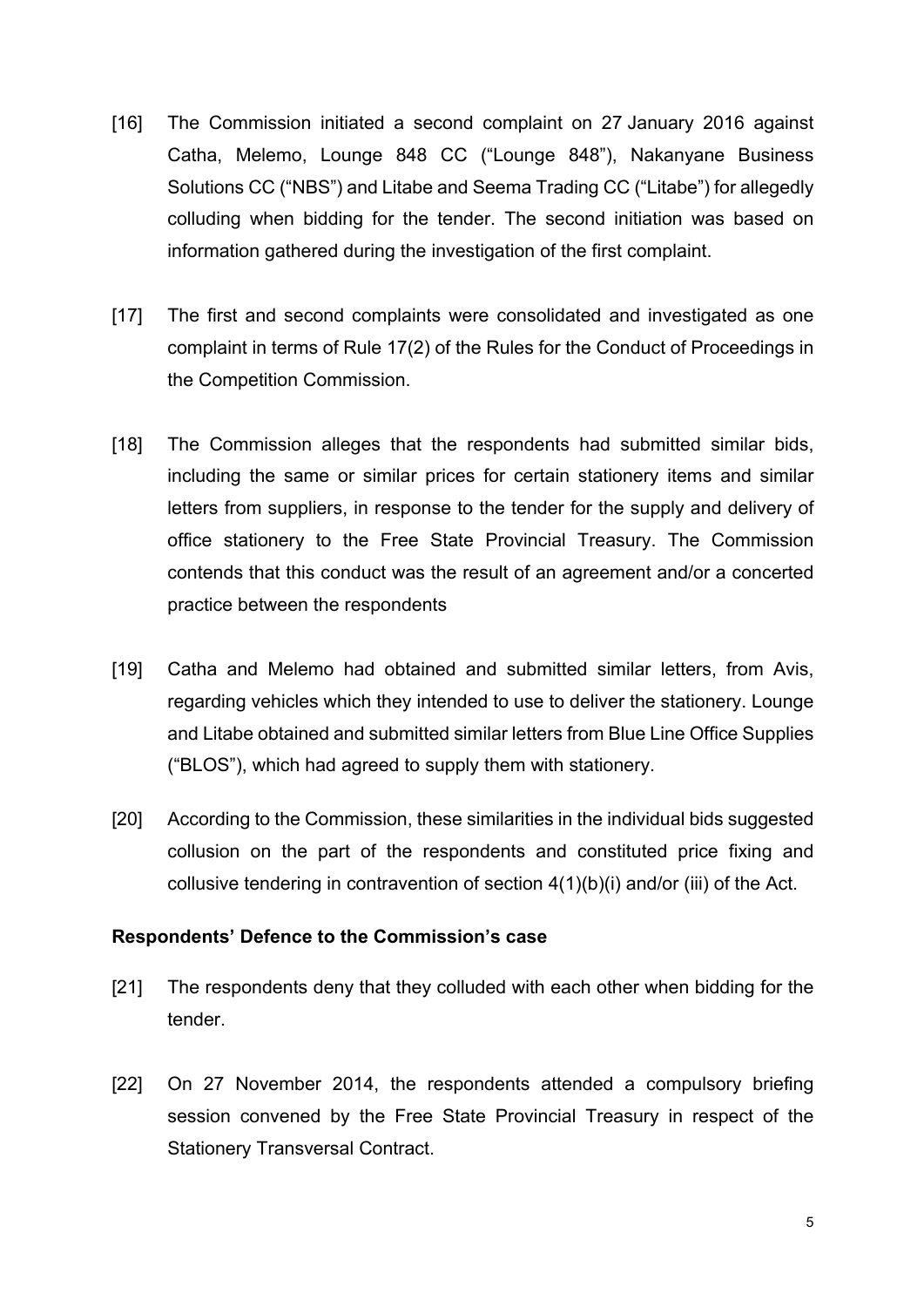[16] The Commission initiated a second complaint on 27 January 2016 against Catha, Melemo, Lounge 848 CC ("Lounge 848"), Nakanyane Business Solutions CC ("NBS") and Litabe and Seema Trading CC ("Litabe") for allegedly colluding when bidding for the tender. The second initiation was based on information gathered during the investigation of the first complaint.

[17] The first and second complaints were consolidated and investigated as one complaint in terms of Rule 17(2) of the Rules for the Conduct of Proceedings in the Competition Commission.

[18] The Commission alleges that the respondents had submitted similar bids, including the same or similar prices for certain stationery items and similar letters from suppliers, in response to the tender for the supply and delivery of office stationery to the Free State Provincial Treasury. The Commission contends that this conduct was the result of an agreement and/or a concerted practice between the respondents

[19] Catha and Melemo had obtained and submitted similar letters, from Avis, regarding vehicles which they intended to use to deliver the stationery. Lounge and Litabe obtained and submitted similar letters from Blue Line Office Supplies ("BLOS"), which had agreed to supply them with stationery.

[20] According to the Commission, these similarities in the individual bids suggested collusion on the part of the respondents and constituted price fixing and collusive tendering in contravention of section 4(1)(b)(i) and/or (iii) of the Act.

**Respondents' Defence to the Commission's case**

[21] The respondents deny that they colluded with each other when bidding for the tender.

[22] On 27 November 2014, the respondents attended a compulsory briefing session convened by the Free State Provincial Treasury in respect of the Stationery Transversal Contract.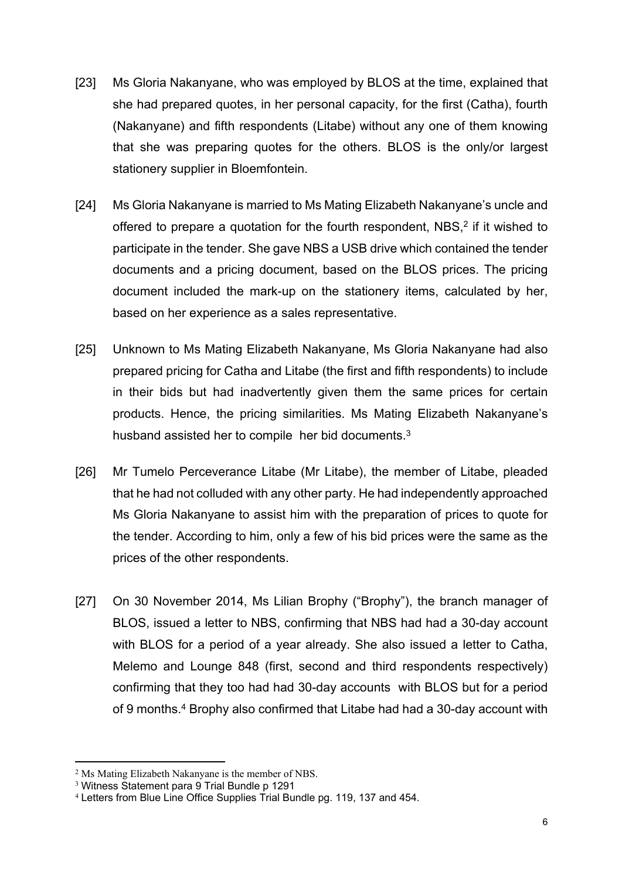[23] Ms Gloria Nakanyane, who was employed by BLOS at the time, explained that she had prepared quotes, in her personal capacity, for the first (Catha), fourth (Nakanyane) and fifth respondents (Litabe) without any one of them knowing that she was preparing quotes for the others. BLOS is the only/or largest stationery supplier in Bloemfontein.

[24] Ms Gloria Nakanyane is married to Ms Mating Elizabeth Nakanyane's uncle and offered to prepare a quotation for the fourth respondent, NBS,[2] if it wished to participate in the tender. She gave NBS a USB drive which contained the tender documents and a pricing document, based on the BLOS prices. The pricing document included the mark-up on the stationery items, calculated by her, based on her experience as a sales representative.

[25] Unknown to Ms Mating Elizabeth Nakanyane, Ms Gloria Nakanyane had also prepared pricing for Catha and Litabe (the first and fifth respondents) to include in their bids but had inadvertently given them the same prices for certain products. Hence, the pricing similarities. Ms Mating Elizabeth Nakanyane's husband assisted her to compile her bid documents.[3]

[26] Mr Tumelo Perceverance Litabe (Mr Litabe), the member of Litabe, pleaded that he had not colluded with any other party. He had independently approached Ms Gloria Nakanyane to assist him with the preparation of prices to quote for the tender. According to him, only a few of his bid prices were the same as the prices of the other respondents.

[27] On 30 November 2014, Ms Lilian Brophy ("Brophy"), the branch manager of BLOS, issued a letter to NBS, confirming that NBS had had a 30-day account with BLOS for a period of a year already. She also issued a letter to Catha, Melemo and Lounge 848 (first, second and third respondents respectively) confirming that they too had had 30-day accounts with BLOS but for a period of 9 months.[4] Brophy also confirmed that Litabe had had a 30-day account with

---

[2] Ms Mating Elizabeth Nakanyane is the member of NBS.

[3] Witness Statement para 9 Trial Bundle p 1291

[4] Letters from Blue Line Office Supplies Trial Bundle pg. 119, 137 and 454.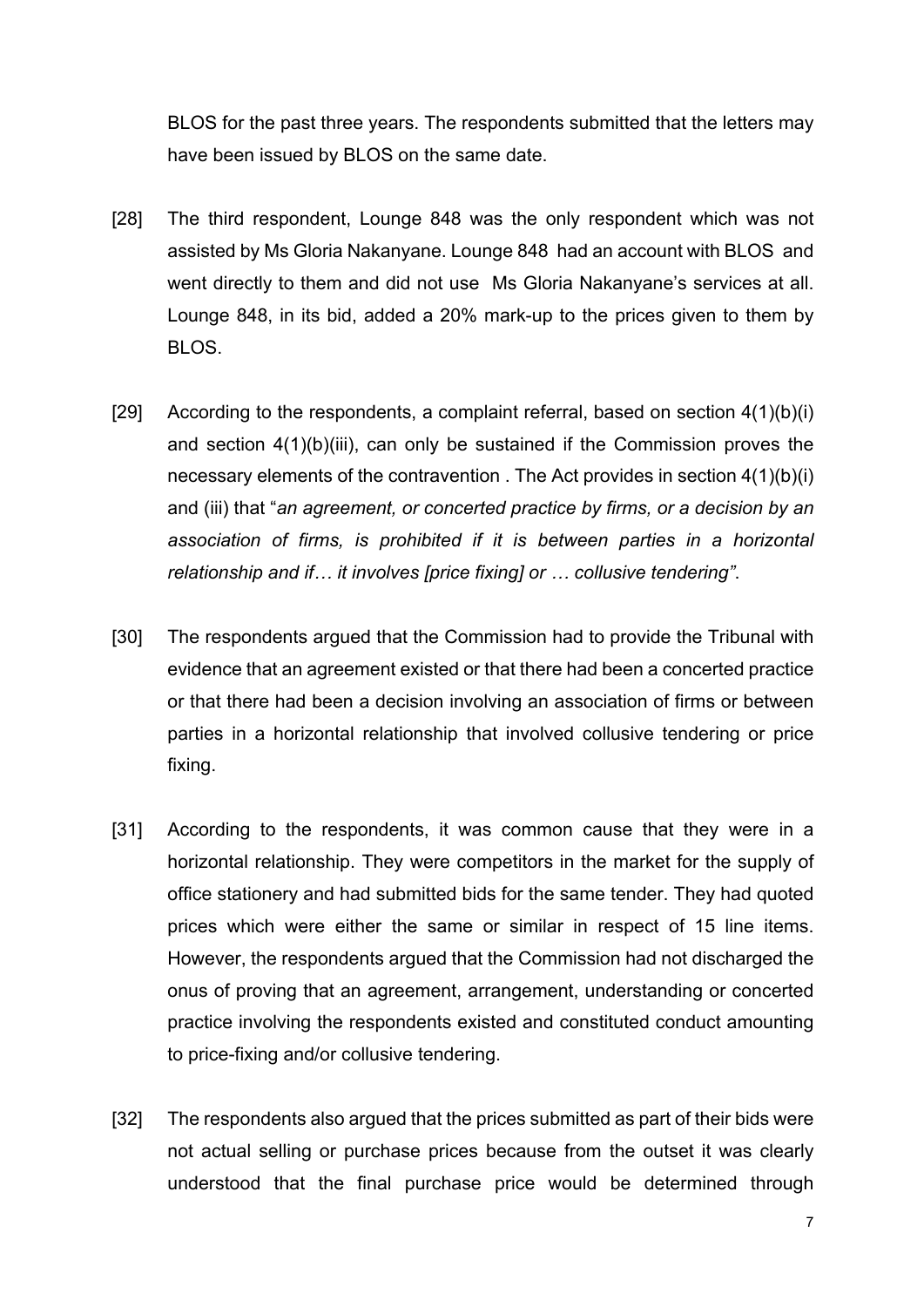BLOS for the past three years. The respondents submitted that the letters may have been issued by BLOS on the same date.

[28] The third respondent, Lounge 848 was the only respondent which was not assisted by Ms Gloria Nakanyane. Lounge 848 had an account with BLOS and went directly to them and did not use Ms Gloria Nakanyane's services at all. Lounge 848, in its bid, added a 20% mark-up to the prices given to them by BLOS.

[29] According to the respondents, a complaint referral, based on section 4(1)(b)(i) and section 4(1)(b)(iii), can only be sustained if the Commission proves the necessary elements of the contravention . The Act provides in section 4(1)(b)(i) and (iii) that "*an agreement, or concerted practice by firms, or a decision by an association of firms, is prohibited if it is between parties in a horizontal relationship and if… it involves [price fixing] or … collusive tendering"*.

[30] The respondents argued that the Commission had to provide the Tribunal with evidence that an agreement existed or that there had been a concerted practice or that there had been a decision involving an association of firms or between parties in a horizontal relationship that involved collusive tendering or price fixing.

[31] According to the respondents, it was common cause that they were in a horizontal relationship. They were competitors in the market for the supply of office stationery and had submitted bids for the same tender. They had quoted prices which were either the same or similar in respect of 15 line items. However, the respondents argued that the Commission had not discharged the onus of proving that an agreement, arrangement, understanding or concerted practice involving the respondents existed and constituted conduct amounting to price-fixing and/or collusive tendering.

[32] The respondents also argued that the prices submitted as part of their bids were not actual selling or purchase prices because from the outset it was clearly understood that the final purchase price would be determined through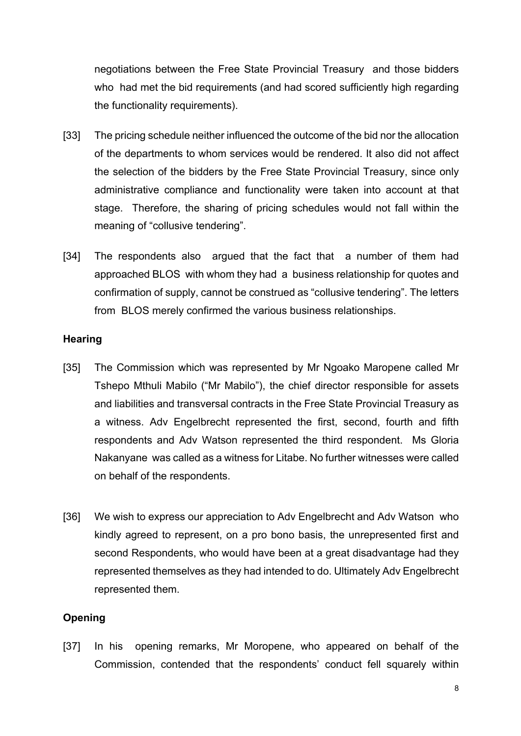negotiations between the Free State Provincial Treasury and those bidders who had met the bid requirements (and had scored sufficiently high regarding the functionality requirements).

[33] The pricing schedule neither influenced the outcome of the bid nor the allocation of the departments to whom services would be rendered. It also did not affect the selection of the bidders by the Free State Provincial Treasury, since only administrative compliance and functionality were taken into account at that stage. Therefore, the sharing of pricing schedules would not fall within the meaning of "collusive tendering".

[34] The respondents also argued that the fact that a number of them had approached BLOS with whom they had a business relationship for quotes and confirmation of supply, cannot be construed as "collusive tendering". The letters from BLOS merely confirmed the various business relationships.

**Hearing**

[35] The Commission which was represented by Mr Ngoako Maropene called Mr Tshepo Mthuli Mabilo ("Mr Mabilo"), the chief director responsible for assets and liabilities and transversal contracts in the Free State Provincial Treasury as a witness. Adv Engelbrecht represented the first, second, fourth and fifth respondents and Adv Watson represented the third respondent. Ms Gloria Nakanyane was called as a witness for Litabe. No further witnesses were called on behalf of the respondents.

[36] We wish to express our appreciation to Adv Engelbrecht and Adv Watson who kindly agreed to represent, on a pro bono basis, the unrepresented first and second Respondents, who would have been at a great disadvantage had they represented themselves as they had intended to do. Ultimately Adv Engelbrecht represented them.

**Opening**

[37] In his opening remarks, Mr Moropene, who appeared on behalf of the Commission, contended that the respondents' conduct fell squarely within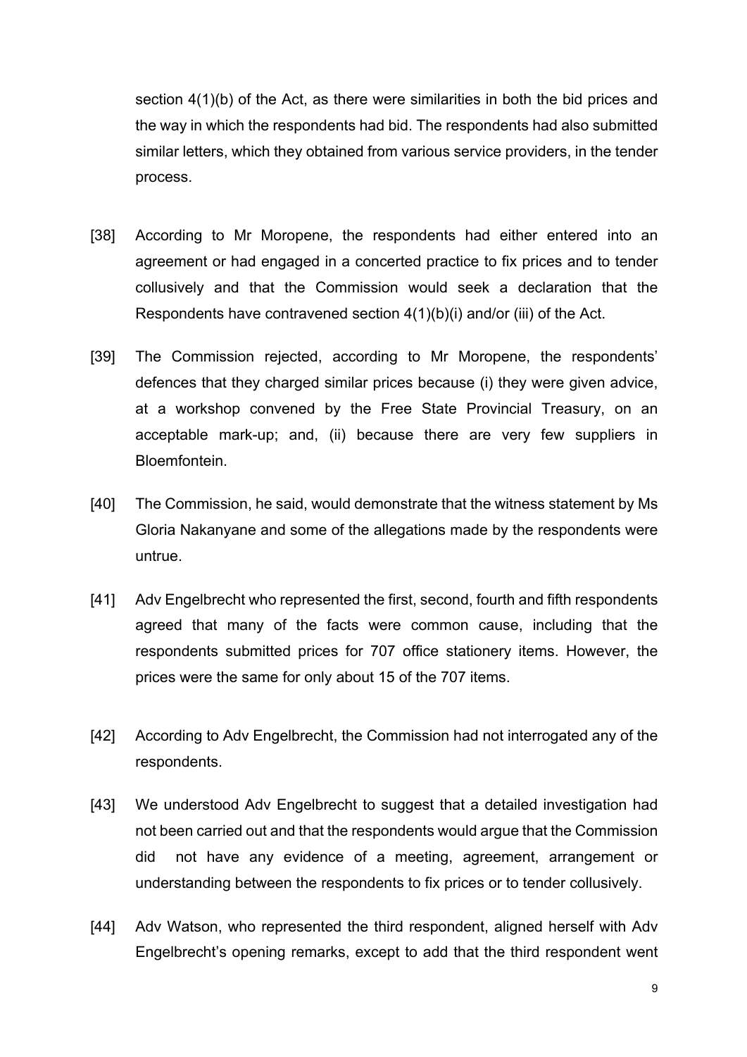section 4(1)(b) of the Act, as there were similarities in both the bid prices and the way in which the respondents had bid. The respondents had also submitted similar letters, which they obtained from various service providers, in the tender process.

[38] According to Mr Moropene, the respondents had either entered into an agreement or had engaged in a concerted practice to fix prices and to tender collusively and that the Commission would seek a declaration that the Respondents have contravened section 4(1)(b)(i) and/or (iii) of the Act.

[39] The Commission rejected, according to Mr Moropene, the respondents' defences that they charged similar prices because (i) they were given advice, at a workshop convened by the Free State Provincial Treasury, on an acceptable mark-up; and, (ii) because there are very few suppliers in Bloemfontein.

[40] The Commission, he said, would demonstrate that the witness statement by Ms Gloria Nakanyane and some of the allegations made by the respondents were untrue.

[41] Adv Engelbrecht who represented the first, second, fourth and fifth respondents agreed that many of the facts were common cause, including that the respondents submitted prices for 707 office stationery items. However, the prices were the same for only about 15 of the 707 items.

[42] According to Adv Engelbrecht, the Commission had not interrogated any of the respondents.

[43] We understood Adv Engelbrecht to suggest that a detailed investigation had not been carried out and that the respondents would argue that the Commission did not have any evidence of a meeting, agreement, arrangement or understanding between the respondents to fix prices or to tender collusively.

[44] Adv Watson, who represented the third respondent, aligned herself with Adv Engelbrecht's opening remarks, except to add that the third respondent went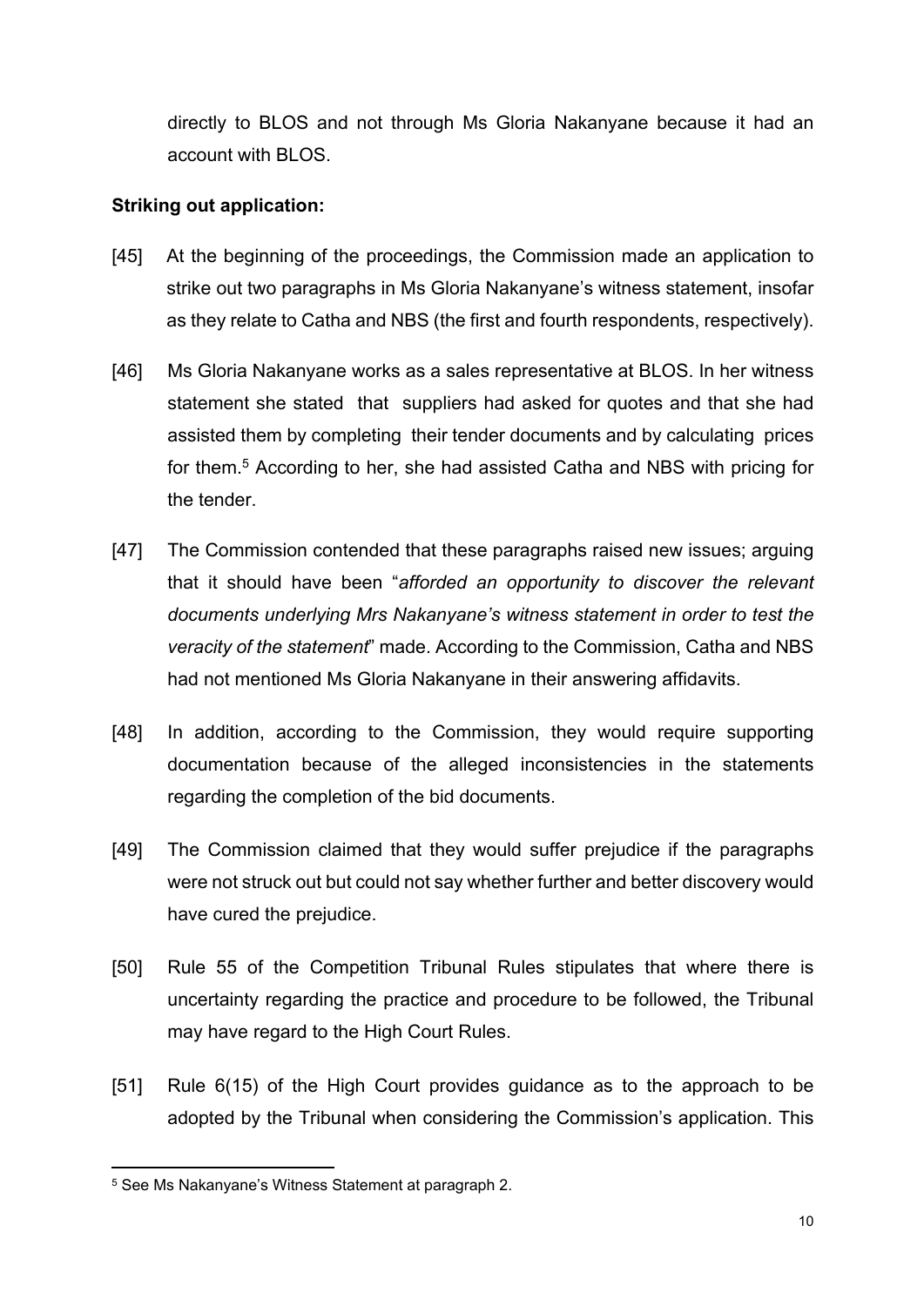directly to BLOS and not through Ms Gloria Nakanyane because it had an account with BLOS.

**Striking out application:**

[45] At the beginning of the proceedings, the Commission made an application to strike out two paragraphs in Ms Gloria Nakanyane's witness statement, insofar as they relate to Catha and NBS (the first and fourth respondents, respectively).

[46] Ms Gloria Nakanyane works as a sales representative at BLOS. In her witness statement she stated that suppliers had asked for quotes and that she had assisted them by completing their tender documents and by calculating prices for them.[5] According to her, she had assisted Catha and NBS with pricing for the tender.

[47] The Commission contended that these paragraphs raised new issues; arguing that it should have been "*afforded an opportunity to discover the relevant documents underlying Mrs Nakanyane's witness statement in order to test the veracity of the statement*" made. According to the Commission, Catha and NBS had not mentioned Ms Gloria Nakanyane in their answering affidavits.

[48] In addition, according to the Commission, they would require supporting documentation because of the alleged inconsistencies in the statements regarding the completion of the bid documents.

[49] The Commission claimed that they would suffer prejudice if the paragraphs were not struck out but could not say whether further and better discovery would have cured the prejudice.

[50] Rule 55 of the Competition Tribunal Rules stipulates that where there is uncertainty regarding the practice and procedure to be followed, the Tribunal may have regard to the High Court Rules.

[51] Rule 6(15) of the High Court provides guidance as to the approach to be adopted by the Tribunal when considering the Commission's application. This

---

[5] See Ms Nakanyane's Witness Statement at paragraph 2.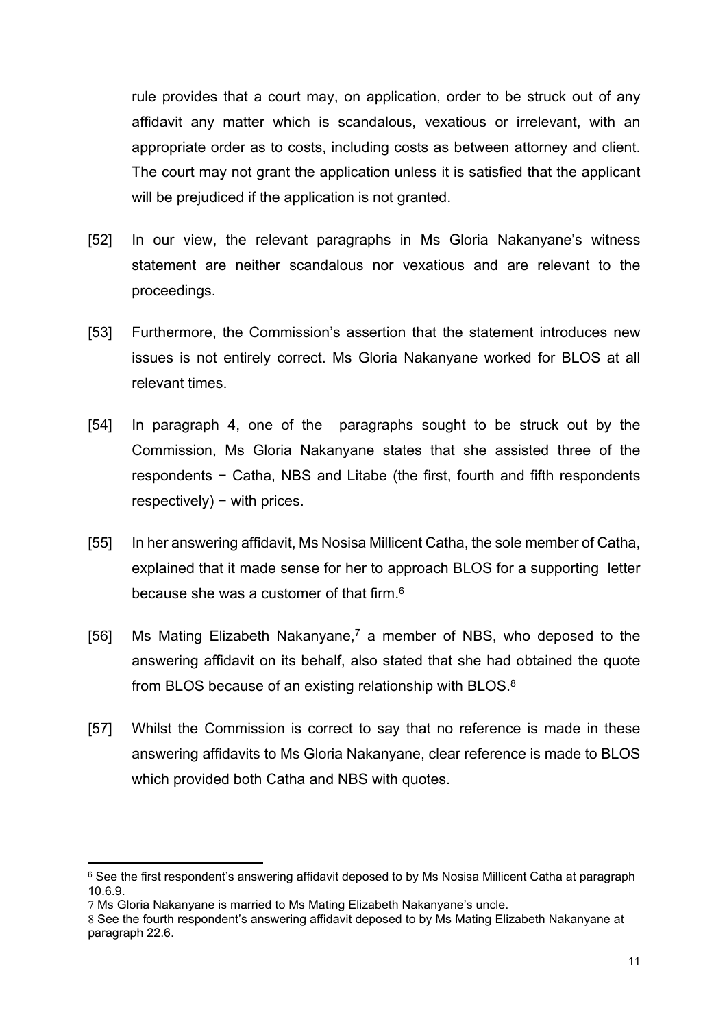rule provides that a court may, on application, order to be struck out of any affidavit any matter which is scandalous, vexatious or irrelevant, with an appropriate order as to costs, including costs as between attorney and client. The court may not grant the application unless it is satisfied that the applicant will be prejudiced if the application is not granted.

[52] In our view, the relevant paragraphs in Ms Gloria Nakanyane's witness statement are neither scandalous nor vexatious and are relevant to the proceedings.

[53] Furthermore, the Commission's assertion that the statement introduces new issues is not entirely correct. Ms Gloria Nakanyane worked for BLOS at all relevant times.

[54] In paragraph 4, one of the paragraphs sought to be struck out by the Commission, Ms Gloria Nakanyane states that she assisted three of the respondents − Catha, NBS and Litabe (the first, fourth and fifth respondents respectively) − with prices.

[55] In her answering affidavit, Ms Nosisa Millicent Catha, the sole member of Catha, explained that it made sense for her to approach BLOS for a supporting letter because she was a customer of that firm.[6]

[56] Ms Mating Elizabeth Nakanyane,[7] a member of NBS, who deposed to the answering affidavit on its behalf, also stated that she had obtained the quote from BLOS because of an existing relationship with BLOS.[8]

[57] Whilst the Commission is correct to say that no reference is made in these answering affidavits to Ms Gloria Nakanyane, clear reference is made to BLOS which provided both Catha and NBS with quotes.

---

[6] See the first respondent's answering affidavit deposed to by Ms Nosisa Millicent Catha at paragraph 10.6.9.

[7] Ms Gloria Nakanyane is married to Ms Mating Elizabeth Nakanyane's uncle.

[8] See the fourth respondent's answering affidavit deposed to by Ms Mating Elizabeth Nakanyane at paragraph 22.6.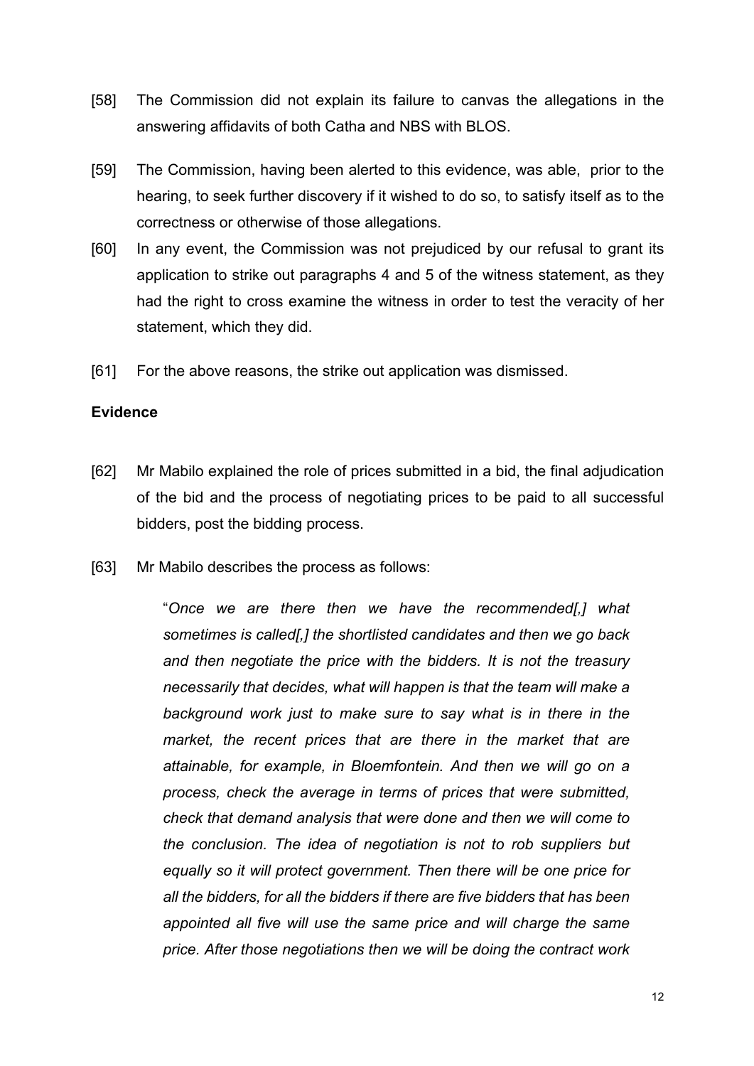[58] The Commission did not explain its failure to canvas the allegations in the answering affidavits of both Catha and NBS with BLOS.

[59] The Commission, having been alerted to this evidence, was able, prior to the hearing, to seek further discovery if it wished to do so, to satisfy itself as to the correctness or otherwise of those allegations.

[60] In any event, the Commission was not prejudiced by our refusal to grant its application to strike out paragraphs 4 and 5 of the witness statement, as they had the right to cross examine the witness in order to test the veracity of her statement, which they did.

[61] For the above reasons, the strike out application was dismissed.

**Evidence**

[62] Mr Mabilo explained the role of prices submitted in a bid, the final adjudication of the bid and the process of negotiating prices to be paid to all successful bidders, post the bidding process.

[63] Mr Mabilo describes the process as follows:

> "*Once we are there then we have the recommended[,] what sometimes is called[,] the shortlisted candidates and then we go back and then negotiate the price with the bidders. It is not the treasury necessarily that decides, what will happen is that the team will make a background work just to make sure to say what is in there in the market, the recent prices that are there in the market that are attainable, for example, in Bloemfontein. And then we will go on a process, check the average in terms of prices that were submitted, check that demand analysis that were done and then we will come to the conclusion. The idea of negotiation is not to rob suppliers but equally so it will protect government. Then there will be one price for all the bidders, for all the bidders if there are five bidders that has been appointed all five will use the same price and will charge the same price. After those negotiations then we will be doing the contract work*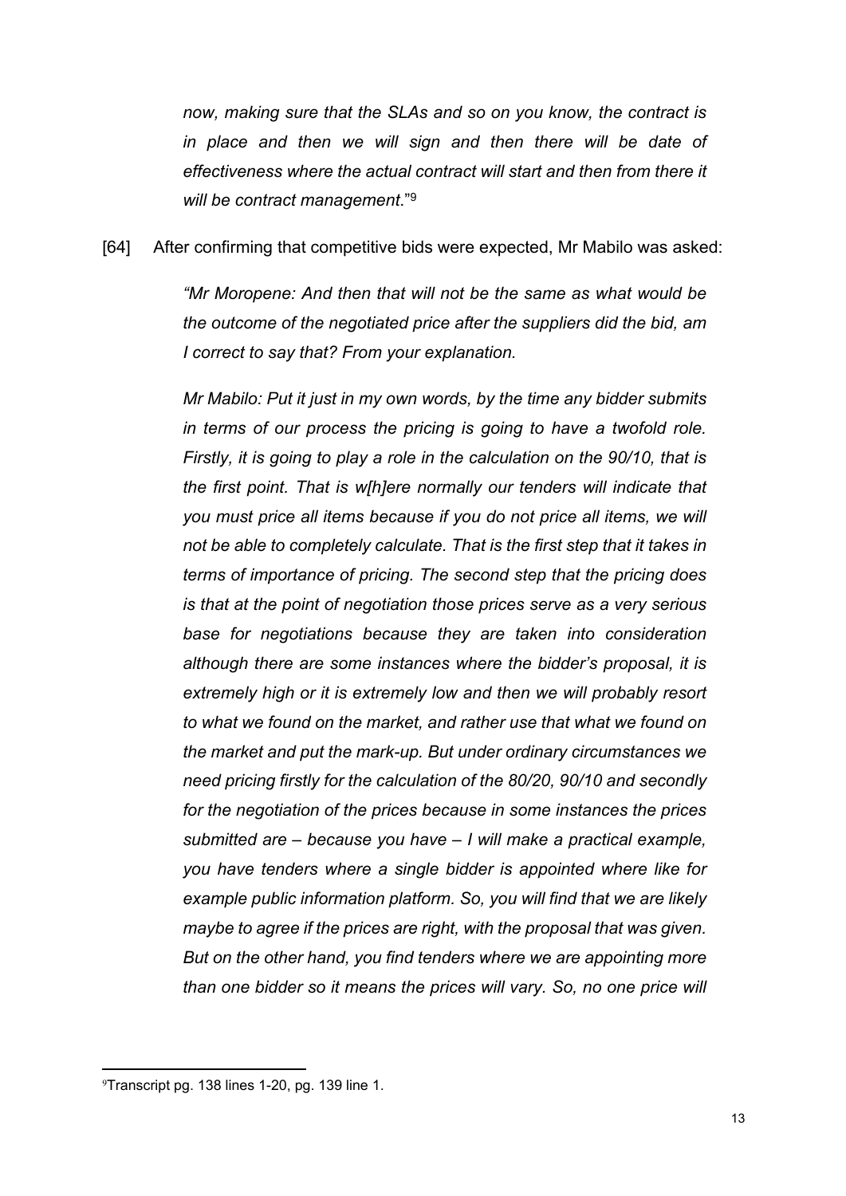*now, making sure that the SLAs and so on you know, the contract is in place and then we will sign and then there will be date of effectiveness where the actual contract will start and then from there it will be contract management*."[9]

[64] After confirming that competitive bids were expected, Mr Mabilo was asked:

> *"Mr Moropene: And then that will not be the same as what would be the outcome of the negotiated price after the suppliers did the bid, am I correct to say that? From your explanation.*
>
> *Mr Mabilo: Put it just in my own words, by the time any bidder submits in terms of our process the pricing is going to have a twofold role. Firstly, it is going to play a role in the calculation on the 90/10, that is the first point. That is w[h]ere normally our tenders will indicate that you must price all items because if you do not price all items, we will not be able to completely calculate. That is the first step that it takes in terms of importance of pricing. The second step that the pricing does is that at the point of negotiation those prices serve as a very serious base for negotiations because they are taken into consideration although there are some instances where the bidder's proposal, it is extremely high or it is extremely low and then we will probably resort to what we found on the market, and rather use that what we found on the market and put the mark-up. But under ordinary circumstances we need pricing firstly for the calculation of the 80/20, 90/10 and secondly for the negotiation of the prices because in some instances the prices submitted are – because you have – I will make a practical example, you have tenders where a single bidder is appointed where like for example public information platform. So, you will find that we are likely maybe to agree if the prices are right, with the proposal that was given. But on the other hand, you find tenders where we are appointing more than one bidder so it means the prices will vary. So, no one price will*

---

[9] Transcript pg. 138 lines 1-20, pg. 139 line 1.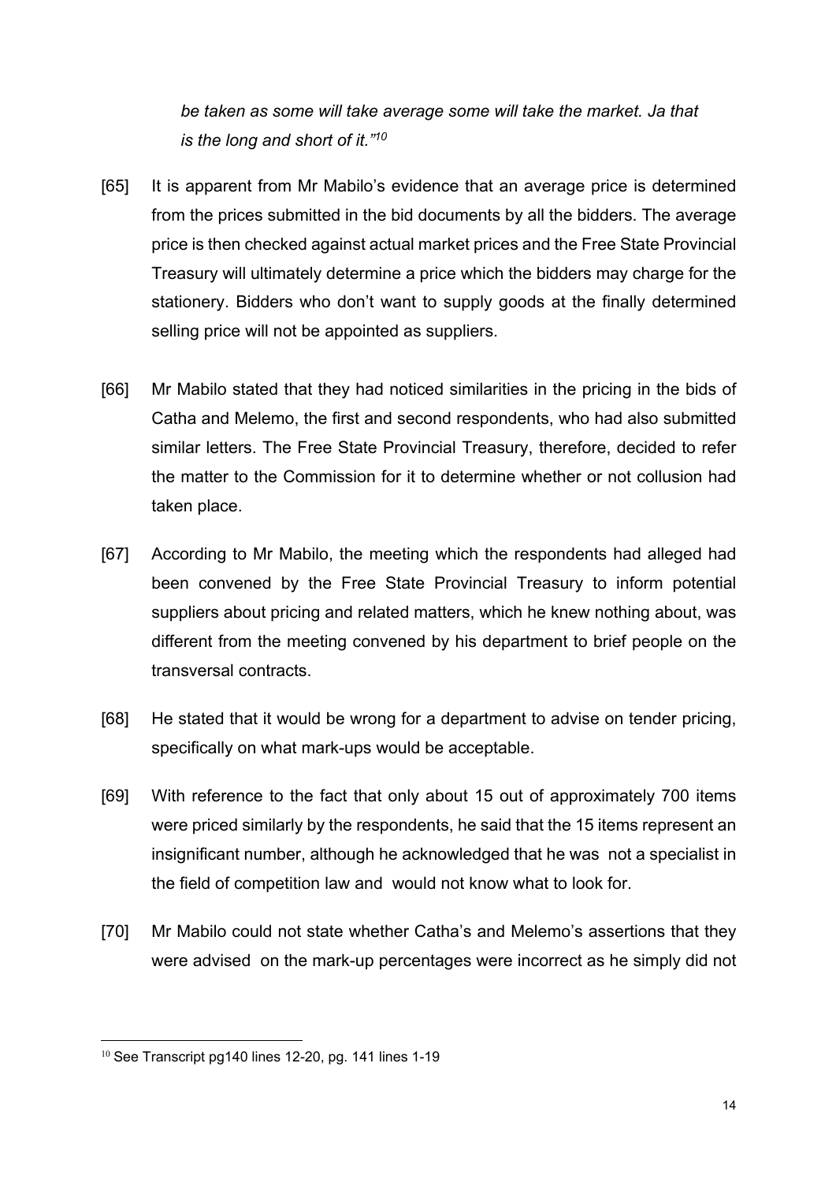*be taken as some will take average some will take the market. Ja that is the long and short of it."*[10]

[65] It is apparent from Mr Mabilo's evidence that an average price is determined from the prices submitted in the bid documents by all the bidders. The average price is then checked against actual market prices and the Free State Provincial Treasury will ultimately determine a price which the bidders may charge for the stationery. Bidders who don't want to supply goods at the finally determined selling price will not be appointed as suppliers.

[66] Mr Mabilo stated that they had noticed similarities in the pricing in the bids of Catha and Melemo, the first and second respondents, who had also submitted similar letters. The Free State Provincial Treasury, therefore, decided to refer the matter to the Commission for it to determine whether or not collusion had taken place.

[67] According to Mr Mabilo, the meeting which the respondents had alleged had been convened by the Free State Provincial Treasury to inform potential suppliers about pricing and related matters, which he knew nothing about, was different from the meeting convened by his department to brief people on the transversal contracts.

[68] He stated that it would be wrong for a department to advise on tender pricing, specifically on what mark-ups would be acceptable.

[69] With reference to the fact that only about 15 out of approximately 700 items were priced similarly by the respondents, he said that the 15 items represent an insignificant number, although he acknowledged that he was not a specialist in the field of competition law and would not know what to look for.

[70] Mr Mabilo could not state whether Catha's and Melemo's assertions that they were advised on the mark-up percentages were incorrect as he simply did not

---

[10] See Transcript pg140 lines 12-20, pg. 141 lines 1-19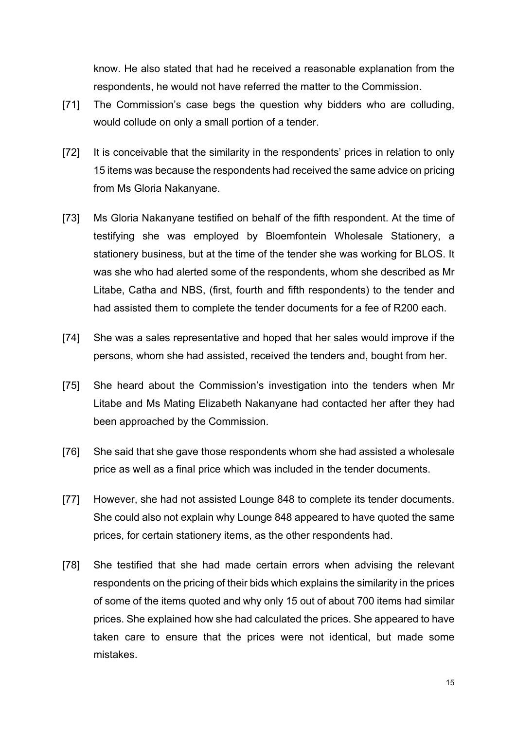know. He also stated that had he received a reasonable explanation from the respondents, he would not have referred the matter to the Commission.

[71] The Commission's case begs the question why bidders who are colluding, would collude on only a small portion of a tender.

[72] It is conceivable that the similarity in the respondents' prices in relation to only 15 items was because the respondents had received the same advice on pricing from Ms Gloria Nakanyane.

[73] Ms Gloria Nakanyane testified on behalf of the fifth respondent. At the time of testifying she was employed by Bloemfontein Wholesale Stationery, a stationery business, but at the time of the tender she was working for BLOS. It was she who had alerted some of the respondents, whom she described as Mr Litabe, Catha and NBS, (first, fourth and fifth respondents) to the tender and had assisted them to complete the tender documents for a fee of R200 each.

[74] She was a sales representative and hoped that her sales would improve if the persons, whom she had assisted, received the tenders and, bought from her.

[75] She heard about the Commission's investigation into the tenders when Mr Litabe and Ms Mating Elizabeth Nakanyane had contacted her after they had been approached by the Commission.

[76] She said that she gave those respondents whom she had assisted a wholesale price as well as a final price which was included in the tender documents.

[77] However, she had not assisted Lounge 848 to complete its tender documents. She could also not explain why Lounge 848 appeared to have quoted the same prices, for certain stationery items, as the other respondents had.

[78] She testified that she had made certain errors when advising the relevant respondents on the pricing of their bids which explains the similarity in the prices of some of the items quoted and why only 15 out of about 700 items had similar prices. She explained how she had calculated the prices. She appeared to have taken care to ensure that the prices were not identical, but made some mistakes.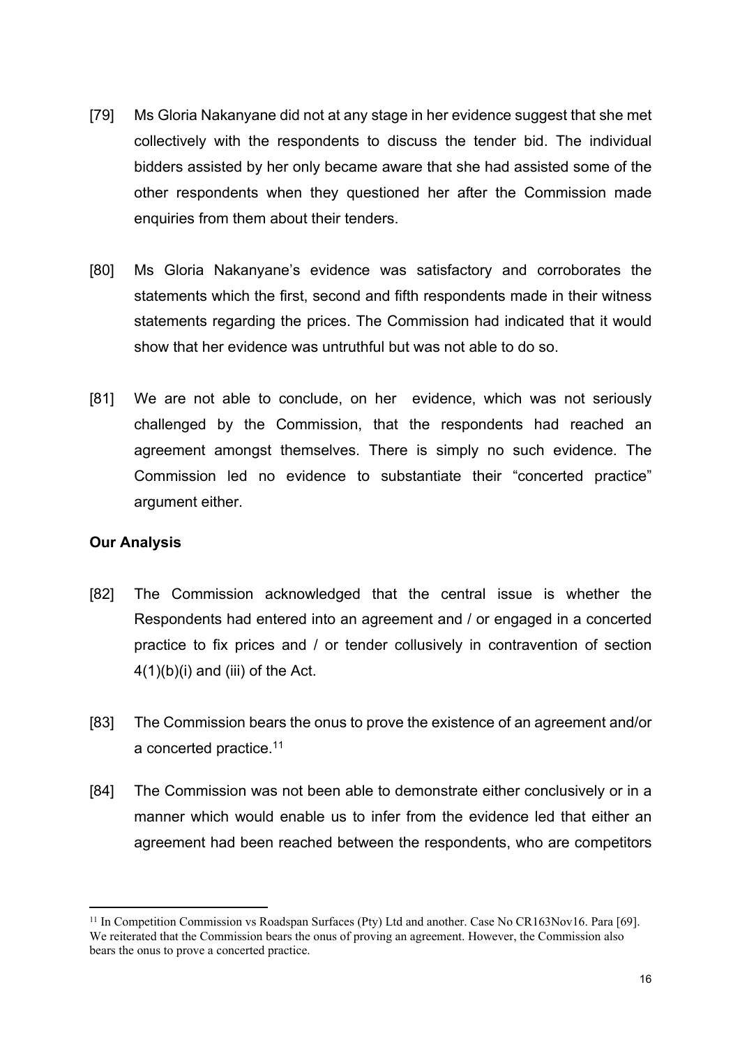[79] Ms Gloria Nakanyane did not at any stage in her evidence suggest that she met collectively with the respondents to discuss the tender bid. The individual bidders assisted by her only became aware that she had assisted some of the other respondents when they questioned her after the Commission made enquiries from them about their tenders.

[80] Ms Gloria Nakanyane's evidence was satisfactory and corroborates the statements which the first, second and fifth respondents made in their witness statements regarding the prices. The Commission had indicated that it would show that her evidence was untruthful but was not able to do so.

[81] We are not able to conclude, on her evidence, which was not seriously challenged by the Commission, that the respondents had reached an agreement amongst themselves. There is simply no such evidence. The Commission led no evidence to substantiate their "concerted practice" argument either.

**Our Analysis**

[82] The Commission acknowledged that the central issue is whether the Respondents had entered into an agreement and / or engaged in a concerted practice to fix prices and / or tender collusively in contravention of section 4(1)(b)(i) and (iii) of the Act.

[83] The Commission bears the onus to prove the existence of an agreement and/or a concerted practice.[11]

[84] The Commission was not been able to demonstrate either conclusively or in a manner which would enable us to infer from the evidence led that either an agreement had been reached between the respondents, who are competitors

---

[11] In Competition Commission vs Roadspan Surfaces (Pty) Ltd and another. Case No CR163Nov16. Para [69]. We reiterated that the Commission bears the onus of proving an agreement. However, the Commission also bears the onus to prove a concerted practice.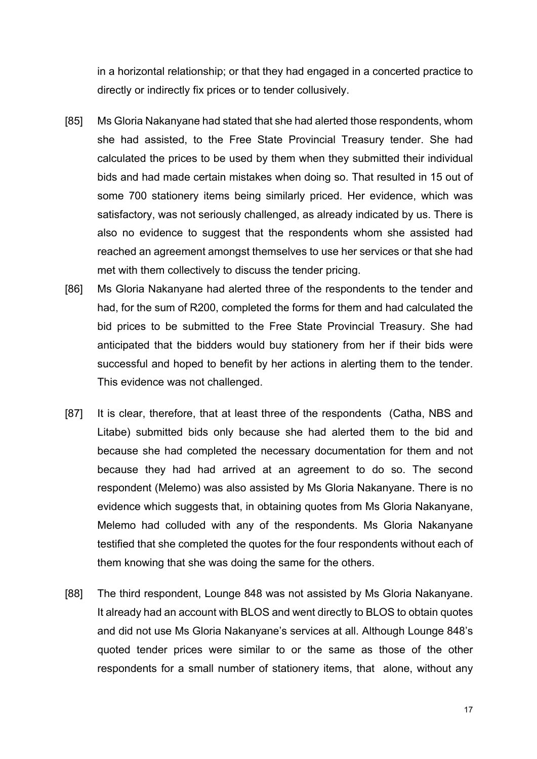in a horizontal relationship; or that they had engaged in a concerted practice to directly or indirectly fix prices or to tender collusively.

[85] Ms Gloria Nakanyane had stated that she had alerted those respondents, whom she had assisted, to the Free State Provincial Treasury tender. She had calculated the prices to be used by them when they submitted their individual bids and had made certain mistakes when doing so. That resulted in 15 out of some 700 stationery items being similarly priced. Her evidence, which was satisfactory, was not seriously challenged, as already indicated by us. There is also no evidence to suggest that the respondents whom she assisted had reached an agreement amongst themselves to use her services or that she had met with them collectively to discuss the tender pricing.

[86] Ms Gloria Nakanyane had alerted three of the respondents to the tender and had, for the sum of R200, completed the forms for them and had calculated the bid prices to be submitted to the Free State Provincial Treasury. She had anticipated that the bidders would buy stationery from her if their bids were successful and hoped to benefit by her actions in alerting them to the tender. This evidence was not challenged.

[87] It is clear, therefore, that at least three of the respondents (Catha, NBS and Litabe) submitted bids only because she had alerted them to the bid and because she had completed the necessary documentation for them and not because they had had arrived at an agreement to do so. The second respondent (Melemo) was also assisted by Ms Gloria Nakanyane. There is no evidence which suggests that, in obtaining quotes from Ms Gloria Nakanyane, Melemo had colluded with any of the respondents. Ms Gloria Nakanyane testified that she completed the quotes for the four respondents without each of them knowing that she was doing the same for the others.

[88] The third respondent, Lounge 848 was not assisted by Ms Gloria Nakanyane. It already had an account with BLOS and went directly to BLOS to obtain quotes and did not use Ms Gloria Nakanyane's services at all. Although Lounge 848's quoted tender prices were similar to or the same as those of the other respondents for a small number of stationery items, that alone, without any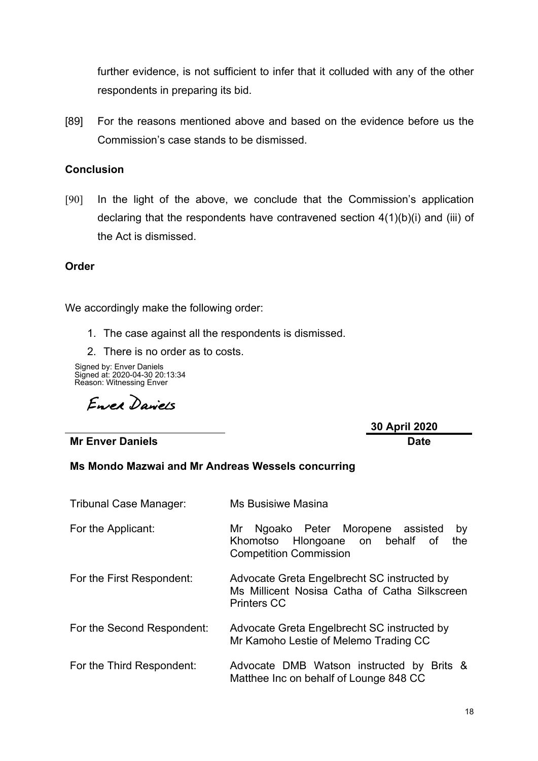further evidence, is not sufficient to infer that it colluded with any of the other respondents in preparing its bid.

[89] For the reasons mentioned above and based on the evidence before us the Commission's case stands to be dismissed.

**Conclusion**

[90] In the light of the above, we conclude that the Commission's application declaring that the respondents have contravened section 4(1)(b)(i) and (iii) of the Act is dismissed.

**Order**

We accordingly make the following order:

1. The case against all the respondents is dismissed.
2. There is no order as to costs.

Signed by: Enver Daniels
Signed at: 2020-04-30 20:13:34
Reason: Witnessing Enver

Enver Daniels

| **Mr Enver Daniels** | **30 April 2020** |
|---|---|
| | **Date** |

**Ms Mondo Mazwai and Mr Andreas Wessels concurring**

| | |
|---|---|
| Tribunal Case Manager: | Ms Busisiwe Masina |
| For the Applicant: | Mr Ngoako Peter Moropene assisted by Khomotso Hlongoane on behalf of the Competition Commission |
| For the First Respondent: | Advocate Greta Engelbrecht SC instructed by Ms Millicent Nosisa Catha of Catha Silkscreen Printers CC |
| For the Second Respondent: | Advocate Greta Engelbrecht SC instructed by Mr Kamoho Lestie of Melemo Trading CC |
| For the Third Respondent: | Advocate DMB Watson instructed by Brits & Matthee Inc on behalf of Lounge 848 CC |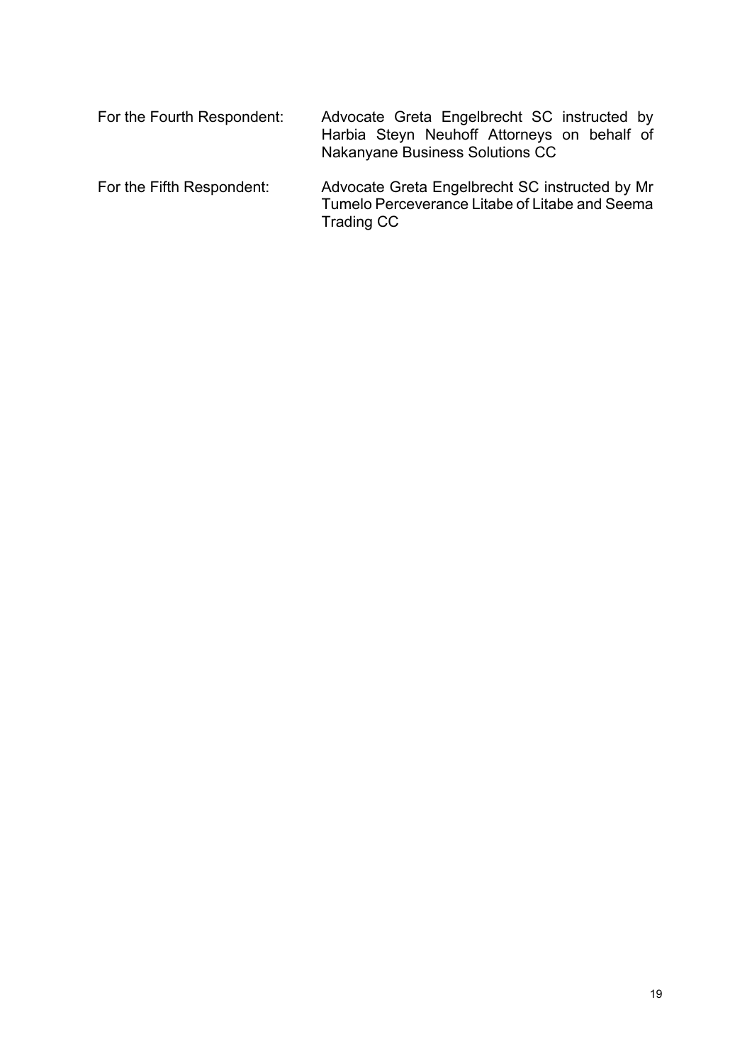| | |
|---|---|
| For the Fourth Respondent: | Advocate Greta Engelbrecht SC instructed by Harbia Steyn Neuhoff Attorneys on behalf of Nakanyane Business Solutions CC |
| For the Fifth Respondent: | Advocate Greta Engelbrecht SC instructed by Mr Tumelo Perceverance Litabe of Litabe and Seema Trading CC |